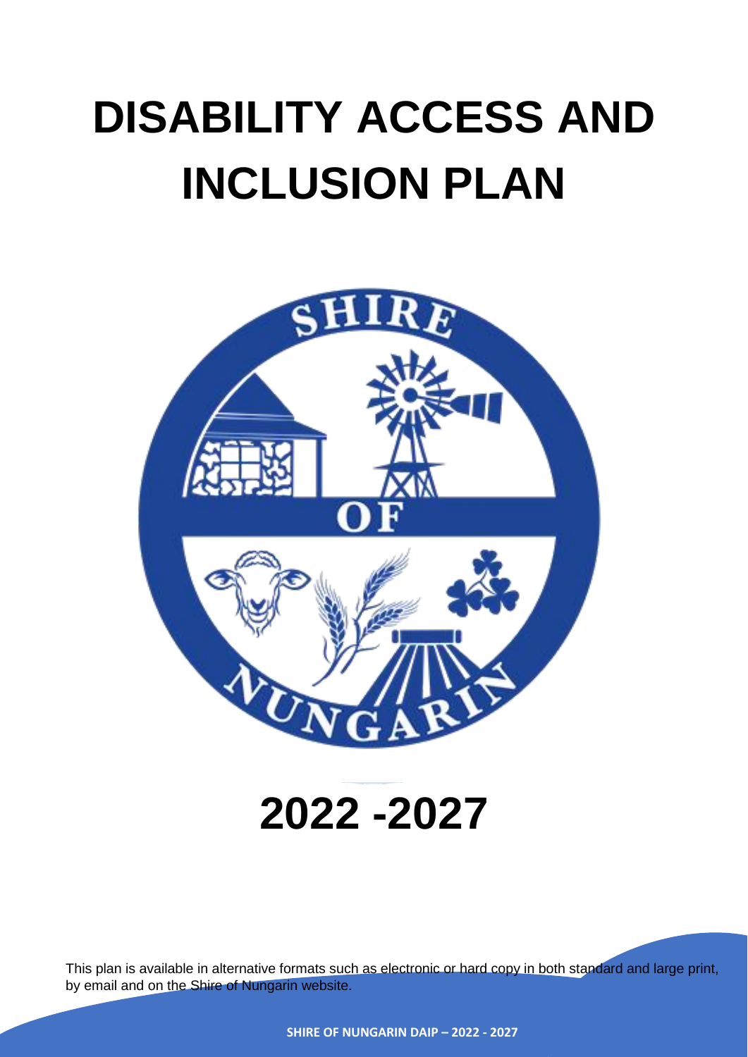# DISABILITY ACCESS AND INCLUSION PLAN

# 2022 -2027

This plan is available in alternative formats such as electronic or hard copy in both standard and large print, by email and on the Shire of Nungarin website.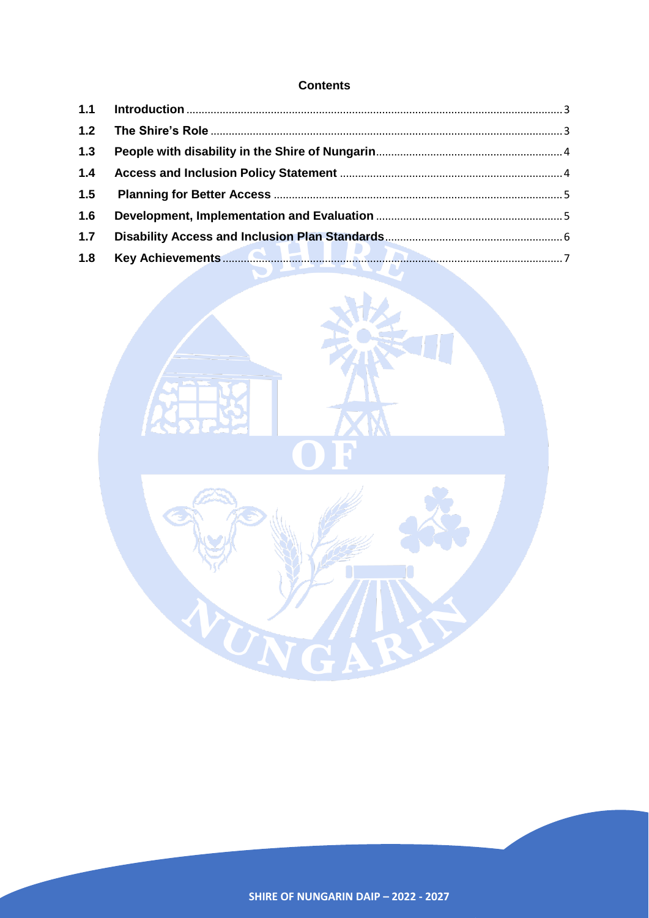**Contents**

| | | |
|---|---|---|
| 1.1 | **Introduction** | 3 |
| 1.2 | **The Shire's Role** | 3 |
| 1.3 | **People with disability in the Shire of Nungarin** | 4 |
| 1.4 | **Access and Inclusion Policy Statement** | 4 |
| 1.5 | **Planning for Better Access** | 5 |
| 1.6 | **Development, Implementation and Evaluation** | 5 |
| 1.7 | **Disability Access and Inclusion Plan Standards** | 6 |
| 1.8 | **Key Achievements** | 7 |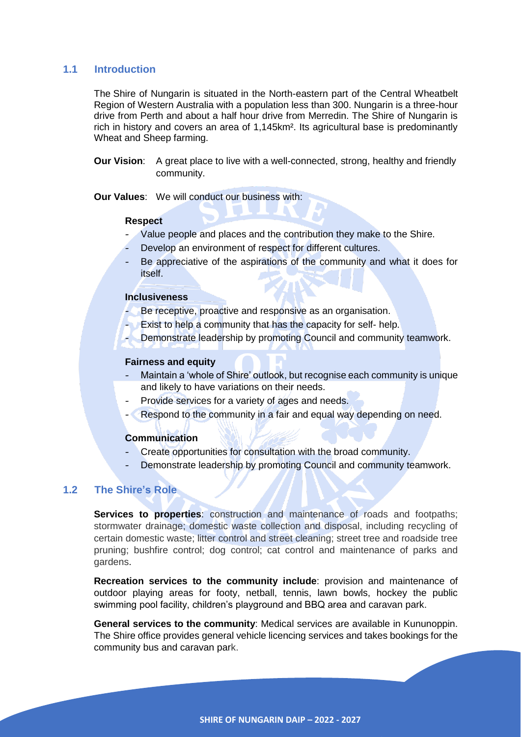## 1.1 Introduction

The Shire of Nungarin is situated in the North-eastern part of the Central Wheatbelt Region of Western Australia with a population less than 300. Nungarin is a three-hour drive from Perth and about a half hour drive from Merredin. The Shire of Nungarin is rich in history and covers an area of 1,145km². Its agricultural base is predominantly Wheat and Sheep farming.

**Our Vision**: A great place to live with a well-connected, strong, healthy and friendly community.

**Our Values**: We will conduct our business with:

**Respect**

- Value people and places and the contribution they make to the Shire.
- Develop an environment of respect for different cultures.
- Be appreciative of the aspirations of the community and what it does for itself.

**Inclusiveness**

- Be receptive, proactive and responsive as an organisation.
- Exist to help a community that has the capacity for self- help.
- Demonstrate leadership by promoting Council and community teamwork.

**Fairness and equity**

- Maintain a 'whole of Shire' outlook, but recognise each community is unique and likely to have variations on their needs.
- Provide services for a variety of ages and needs.
- Respond to the community in a fair and equal way depending on need.

**Communication**

- Create opportunities for consultation with the broad community.
- Demonstrate leadership by promoting Council and community teamwork.

## 1.2 The Shire's Role

**Services to properties**: construction and maintenance of roads and footpaths; stormwater drainage; domestic waste collection and disposal, including recycling of certain domestic waste; litter control and street cleaning; street tree and roadside tree pruning; bushfire control; dog control; cat control and maintenance of parks and gardens.

**Recreation services to the community include**: provision and maintenance of outdoor playing areas for footy, netball, tennis, lawn bowls, hockey the public swimming pool facility, children's playground and BBQ area and caravan park.

**General services to the community**: Medical services are available in Kununoppin. The Shire office provides general vehicle licencing services and takes bookings for the community bus and caravan park.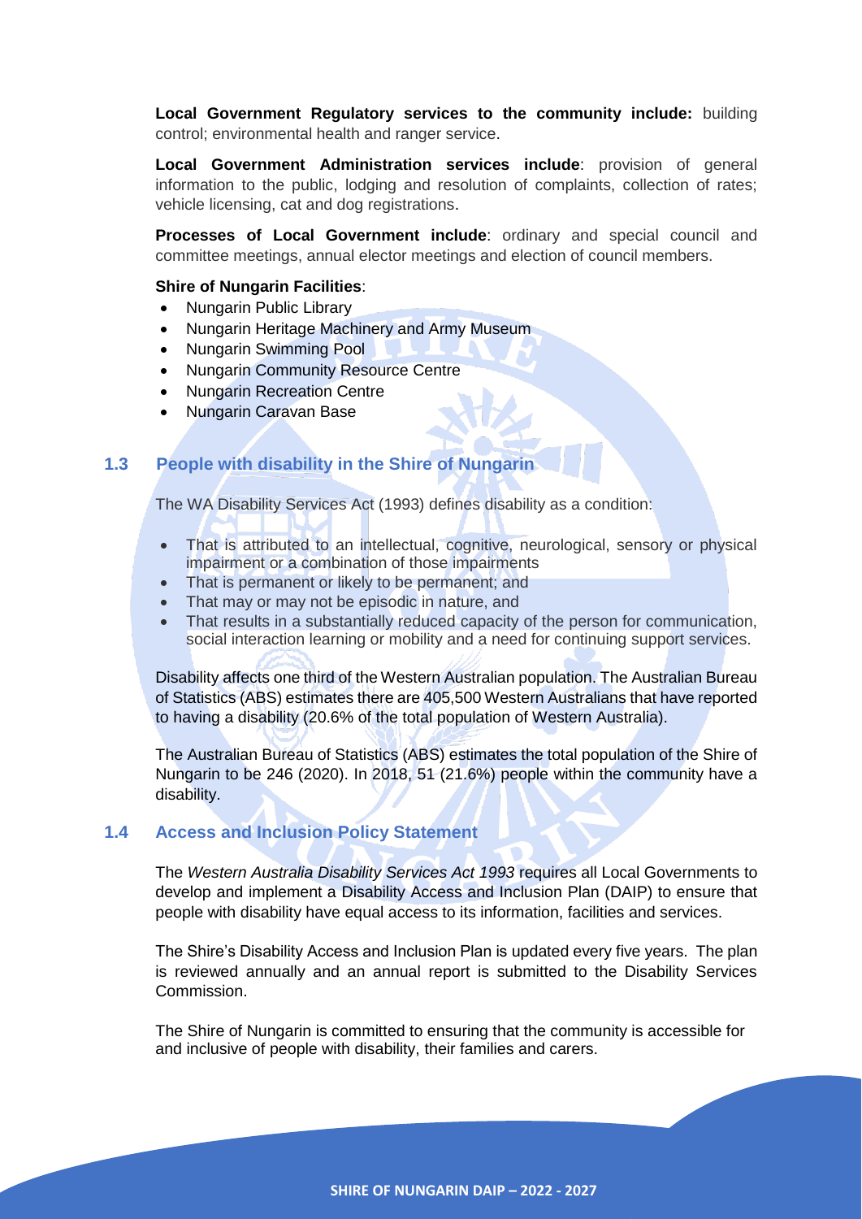**Local Government Regulatory services to the community include:** building control; environmental health and ranger service.

**Local Government Administration services include**: provision of general information to the public, lodging and resolution of complaints, collection of rates; vehicle licensing, cat and dog registrations.

**Processes of Local Government include**: ordinary and special council and committee meetings, annual elector meetings and election of council members.

**Shire of Nungarin Facilities**:

- Nungarin Public Library
- Nungarin Heritage Machinery and Army Museum
- Nungarin Swimming Pool
- Nungarin Community Resource Centre
- Nungarin Recreation Centre
- Nungarin Caravan Base

## 1.3 People with disability in the Shire of Nungarin

The WA Disability Services Act (1993) defines disability as a condition:

- That is attributed to an intellectual, cognitive, neurological, sensory or physical impairment or a combination of those impairments
- That is permanent or likely to be permanent; and
- That may or may not be episodic in nature, and
- That results in a substantially reduced capacity of the person for communication, social interaction learning or mobility and a need for continuing support services.

Disability affects one third of the Western Australian population. The Australian Bureau of Statistics (ABS) estimates there are 405,500 Western Australians that have reported to having a disability (20.6% of the total population of Western Australia).

The Australian Bureau of Statistics (ABS) estimates the total population of the Shire of Nungarin to be 246 (2020). In 2018, 51 (21.6%) people within the community have a disability.

## 1.4 Access and Inclusion Policy Statement

The *Western Australia Disability Services Act 1993* requires all Local Governments to develop and implement a Disability Access and Inclusion Plan (DAIP) to ensure that people with disability have equal access to its information, facilities and services.

The Shire's Disability Access and Inclusion Plan is updated every five years. The plan is reviewed annually and an annual report is submitted to the Disability Services Commission.

The Shire of Nungarin is committed to ensuring that the community is accessible for and inclusive of people with disability, their families and carers.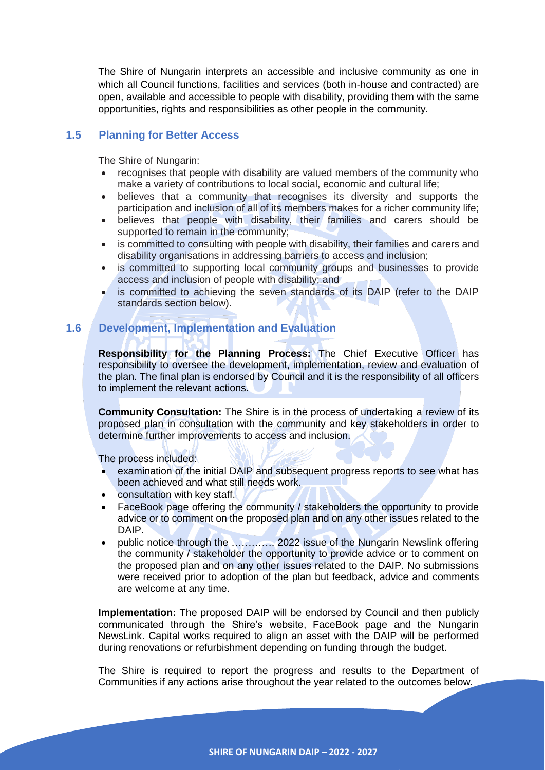The Shire of Nungarin interprets an accessible and inclusive community as one in which all Council functions, facilities and services (both in-house and contracted) are open, available and accessible to people with disability, providing them with the same opportunities, rights and responsibilities as other people in the community.

## 1.5 Planning for Better Access

The Shire of Nungarin:

- recognises that people with disability are valued members of the community who make a variety of contributions to local social, economic and cultural life;
- believes that a community that recognises its diversity and supports the participation and inclusion of all of its members makes for a richer community life;
- believes that people with disability, their families and carers should be supported to remain in the community;
- is committed to consulting with people with disability, their families and carers and disability organisations in addressing barriers to access and inclusion;
- is committed to supporting local community groups and businesses to provide access and inclusion of people with disability; and
- is committed to achieving the seven standards of its DAIP (refer to the DAIP standards section below).

## 1.6 Development, Implementation and Evaluation

**Responsibility for the Planning Process:** The Chief Executive Officer has responsibility to oversee the development, implementation, review and evaluation of the plan. The final plan is endorsed by Council and it is the responsibility of all officers to implement the relevant actions.

**Community Consultation:** The Shire is in the process of undertaking a review of its proposed plan in consultation with the community and key stakeholders in order to determine further improvements to access and inclusion.

The process included:

- examination of the initial DAIP and subsequent progress reports to see what has been achieved and what still needs work.
- consultation with key staff.
- FaceBook page offering the community / stakeholders the opportunity to provide advice or to comment on the proposed plan and on any other issues related to the DAIP.
- public notice through the …………. 2022 issue of the Nungarin Newslink offering the community / stakeholder the opportunity to provide advice or to comment on the proposed plan and on any other issues related to the DAIP. No submissions were received prior to adoption of the plan but feedback, advice and comments are welcome at any time.

**Implementation:** The proposed DAIP will be endorsed by Council and then publicly communicated through the Shire's website, FaceBook page and the Nungarin NewsLink. Capital works required to align an asset with the DAIP will be performed during renovations or refurbishment depending on funding through the budget.

The Shire is required to report the progress and results to the Department of Communities if any actions arise throughout the year related to the outcomes below.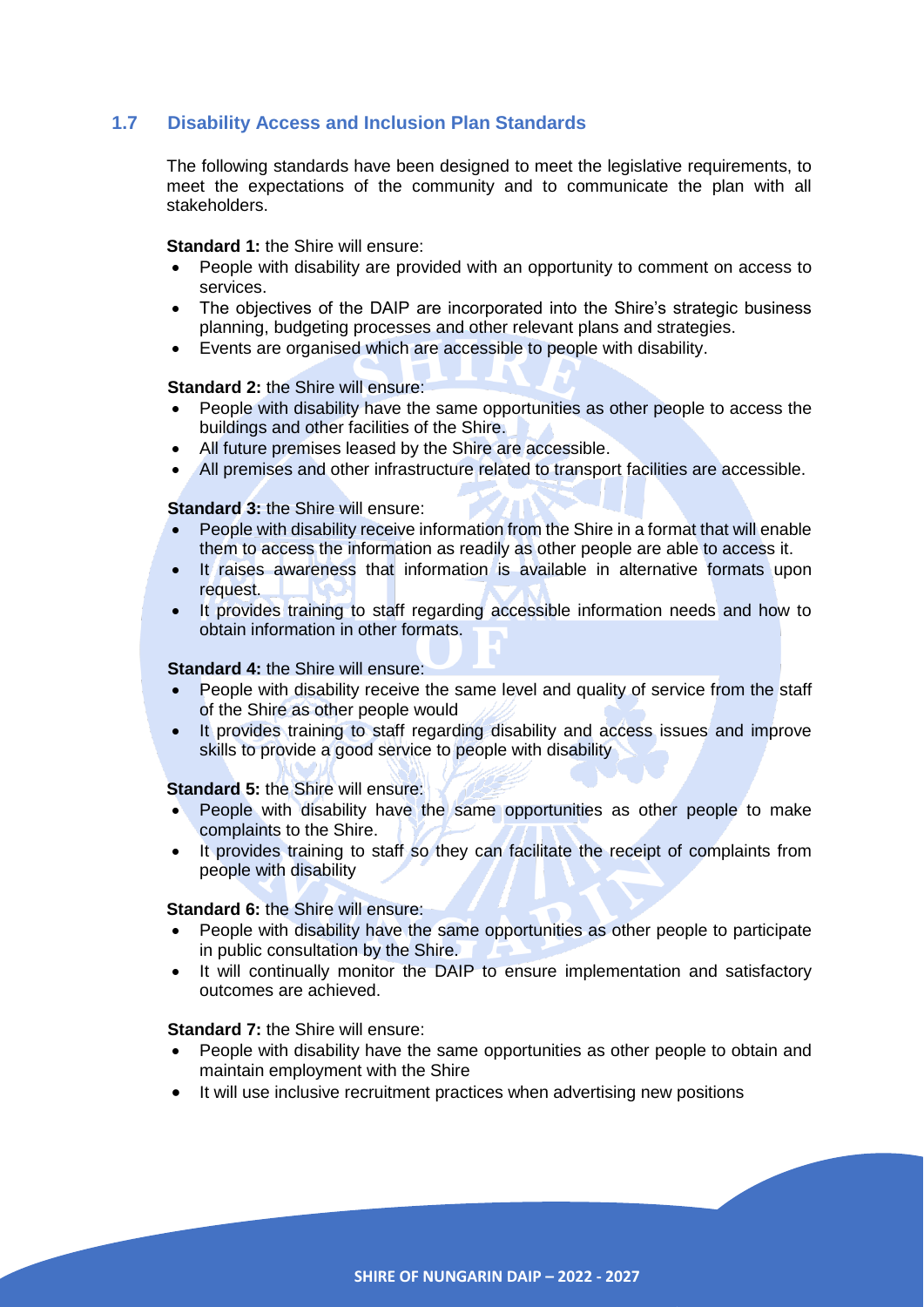## 1.7 Disability Access and Inclusion Plan Standards

The following standards have been designed to meet the legislative requirements, to meet the expectations of the community and to communicate the plan with all stakeholders.

**Standard 1:** the Shire will ensure:

- People with disability are provided with an opportunity to comment on access to services.
- The objectives of the DAIP are incorporated into the Shire's strategic business planning, budgeting processes and other relevant plans and strategies.
- Events are organised which are accessible to people with disability.

**Standard 2:** the Shire will ensure:

- People with disability have the same opportunities as other people to access the buildings and other facilities of the Shire.
- All future premises leased by the Shire are accessible.
- All premises and other infrastructure related to transport facilities are accessible.

**Standard 3:** the Shire will ensure:

- People with disability receive information from the Shire in a format that will enable them to access the information as readily as other people are able to access it.
- It raises awareness that information is available in alternative formats upon request.
- It provides training to staff regarding accessible information needs and how to obtain information in other formats.

**Standard 4:** the Shire will ensure:

- People with disability receive the same level and quality of service from the staff of the Shire as other people would
- It provides training to staff regarding disability and access issues and improve skills to provide a good service to people with disability

**Standard 5:** the Shire will ensure:

- People with disability have the same opportunities as other people to make complaints to the Shire.
- It provides training to staff so they can facilitate the receipt of complaints from people with disability

**Standard 6:** the Shire will ensure:

- People with disability have the same opportunities as other people to participate in public consultation by the Shire.
- It will continually monitor the DAIP to ensure implementation and satisfactory outcomes are achieved.

**Standard 7:** the Shire will ensure:

- People with disability have the same opportunities as other people to obtain and maintain employment with the Shire
- It will use inclusive recruitment practices when advertising new positions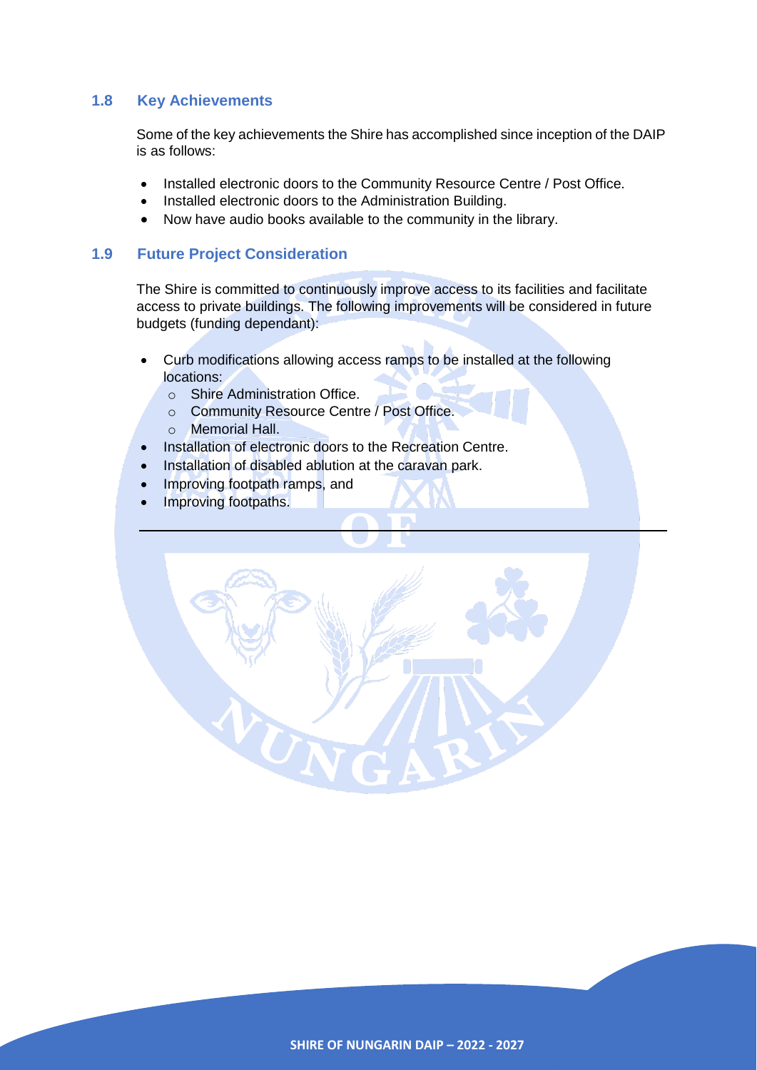## 1.8 Key Achievements

Some of the key achievements the Shire has accomplished since inception of the DAIP is as follows:

- Installed electronic doors to the Community Resource Centre / Post Office.
- Installed electronic doors to the Administration Building.
- Now have audio books available to the community in the library.

## 1.9 Future Project Consideration

The Shire is committed to continuously improve access to its facilities and facilitate access to private buildings. The following improvements will be considered in future budgets (funding dependant):

- Curb modifications allowing access ramps to be installed at the following locations:
  - Shire Administration Office.
  - Community Resource Centre / Post Office.
  - Memorial Hall.
- Installation of electronic doors to the Recreation Centre.
- Installation of disabled ablution at the caravan park.
- Improving footpath ramps, and
- Improving footpaths.